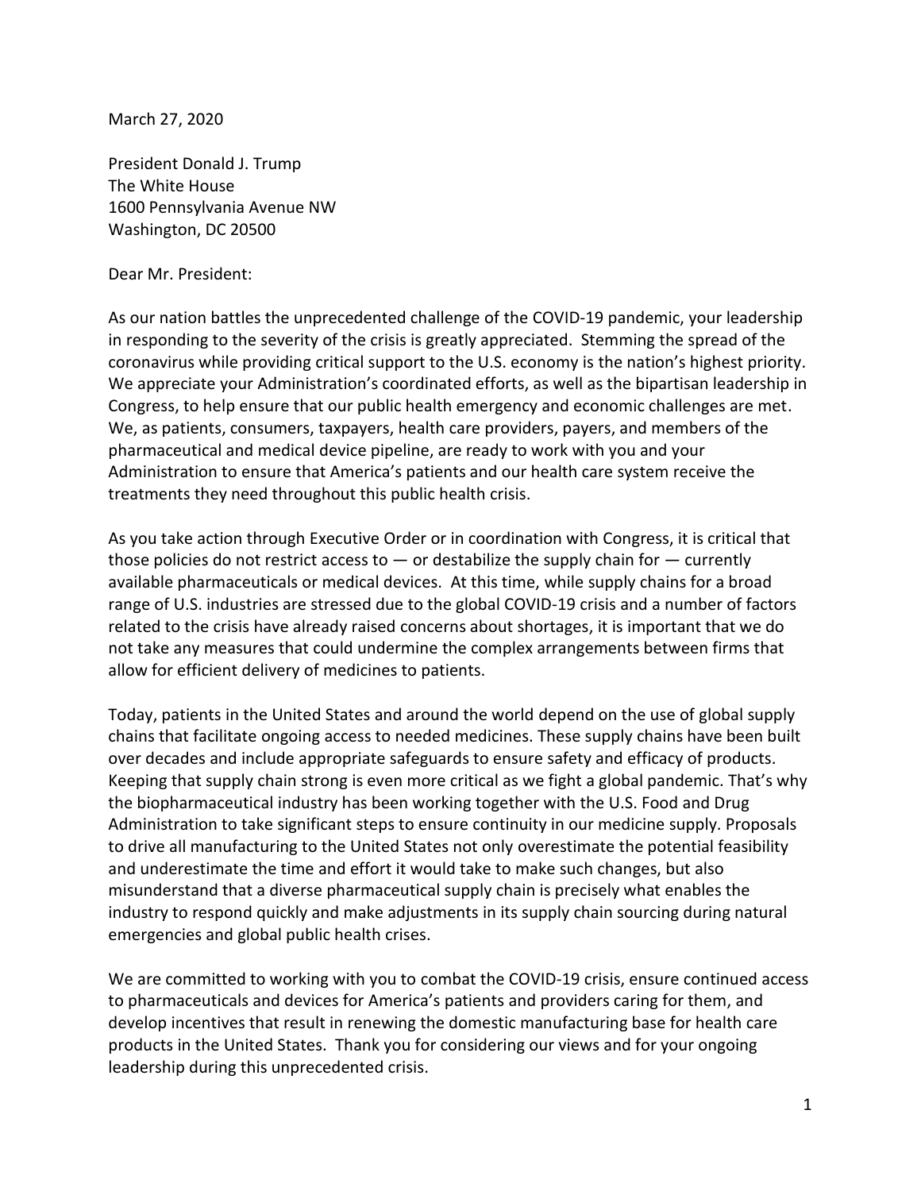March 27, 2020

President Donald J. Trump
The White House
1600 Pennsylvania Avenue NW
Washington, DC 20500

Dear Mr. President:

As our nation battles the unprecedented challenge of the COVID-19 pandemic, your leadership in responding to the severity of the crisis is greatly appreciated. Stemming the spread of the coronavirus while providing critical support to the U.S. economy is the nation's highest priority. We appreciate your Administration's coordinated efforts, as well as the bipartisan leadership in Congress, to help ensure that our public health emergency and economic challenges are met. We, as patients, consumers, taxpayers, health care providers, payers, and members of the pharmaceutical and medical device pipeline, are ready to work with you and your Administration to ensure that America's patients and our health care system receive the treatments they need throughout this public health crisis.

As you take action through Executive Order or in coordination with Congress, it is critical that those policies do not restrict access to — or destabilize the supply chain for — currently available pharmaceuticals or medical devices. At this time, while supply chains for a broad range of U.S. industries are stressed due to the global COVID-19 crisis and a number of factors related to the crisis have already raised concerns about shortages, it is important that we do not take any measures that could undermine the complex arrangements between firms that allow for efficient delivery of medicines to patients.

Today, patients in the United States and around the world depend on the use of global supply chains that facilitate ongoing access to needed medicines. These supply chains have been built over decades and include appropriate safeguards to ensure safety and efficacy of products. Keeping that supply chain strong is even more critical as we fight a global pandemic. That's why the biopharmaceutical industry has been working together with the U.S. Food and Drug Administration to take significant steps to ensure continuity in our medicine supply. Proposals to drive all manufacturing to the United States not only overestimate the potential feasibility and underestimate the time and effort it would take to make such changes, but also misunderstand that a diverse pharmaceutical supply chain is precisely what enables the industry to respond quickly and make adjustments in its supply chain sourcing during natural emergencies and global public health crises.

We are committed to working with you to combat the COVID-19 crisis, ensure continued access to pharmaceuticals and devices for America's patients and providers caring for them, and develop incentives that result in renewing the domestic manufacturing base for health care products in the United States. Thank you for considering our views and for your ongoing leadership during this unprecedented crisis.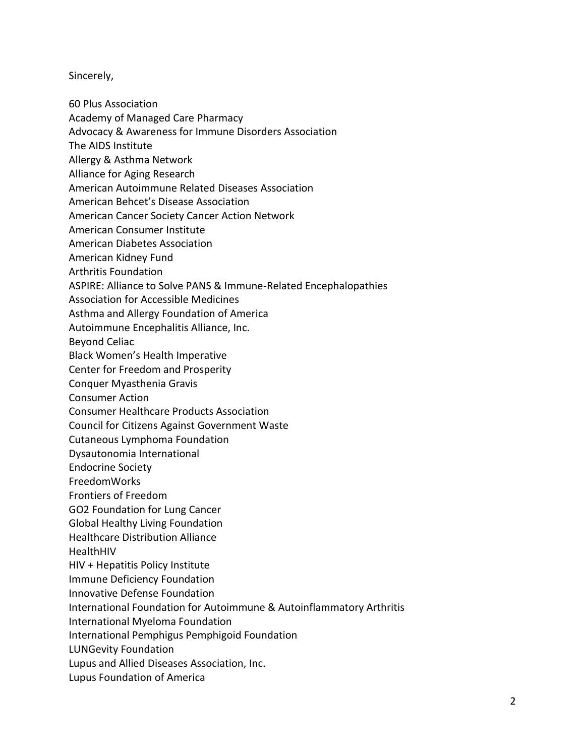Sincerely,

60 Plus Association
Academy of Managed Care Pharmacy
Advocacy & Awareness for Immune Disorders Association
The AIDS Institute
Allergy & Asthma Network
Alliance for Aging Research
American Autoimmune Related Diseases Association
American Behcet's Disease Association
American Cancer Society Cancer Action Network
American Consumer Institute
American Diabetes Association
American Kidney Fund
Arthritis Foundation
ASPIRE: Alliance to Solve PANS & Immune-Related Encephalopathies
Association for Accessible Medicines
Asthma and Allergy Foundation of America
Autoimmune Encephalitis Alliance, Inc.
Beyond Celiac
Black Women's Health Imperative
Center for Freedom and Prosperity
Conquer Myasthenia Gravis
Consumer Action
Consumer Healthcare Products Association
Council for Citizens Against Government Waste
Cutaneous Lymphoma Foundation
Dysautonomia International
Endocrine Society
FreedomWorks
Frontiers of Freedom
GO2 Foundation for Lung Cancer
Global Healthy Living Foundation
Healthcare Distribution Alliance
HealthHIV
HIV + Hepatitis Policy Institute
Immune Deficiency Foundation
Innovative Defense Foundation
International Foundation for Autoimmune & Autoinflammatory Arthritis
International Myeloma Foundation
International Pemphigus Pemphigoid Foundation
LUNGevity Foundation
Lupus and Allied Diseases Association, Inc.
Lupus Foundation of America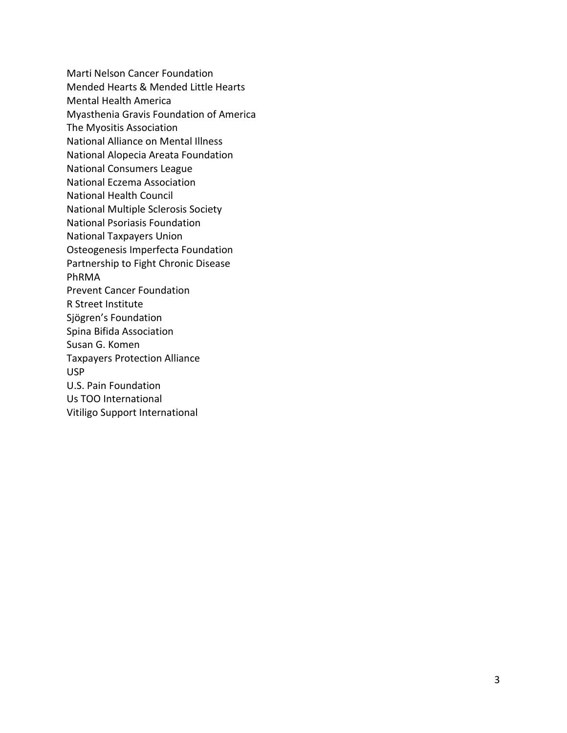Marti Nelson Cancer Foundation
Mended Hearts & Mended Little Hearts
Mental Health America
Myasthenia Gravis Foundation of America
The Myositis Association
National Alliance on Mental Illness
National Alopecia Areata Foundation
National Consumers League
National Eczema Association
National Health Council
National Multiple Sclerosis Society
National Psoriasis Foundation
National Taxpayers Union
Osteogenesis Imperfecta Foundation
Partnership to Fight Chronic Disease
PhRMA
Prevent Cancer Foundation
R Street Institute
Sjögren's Foundation
Spina Bifida Association
Susan G. Komen
Taxpayers Protection Alliance
USP
U.S. Pain Foundation
Us TOO International
Vitiligo Support International